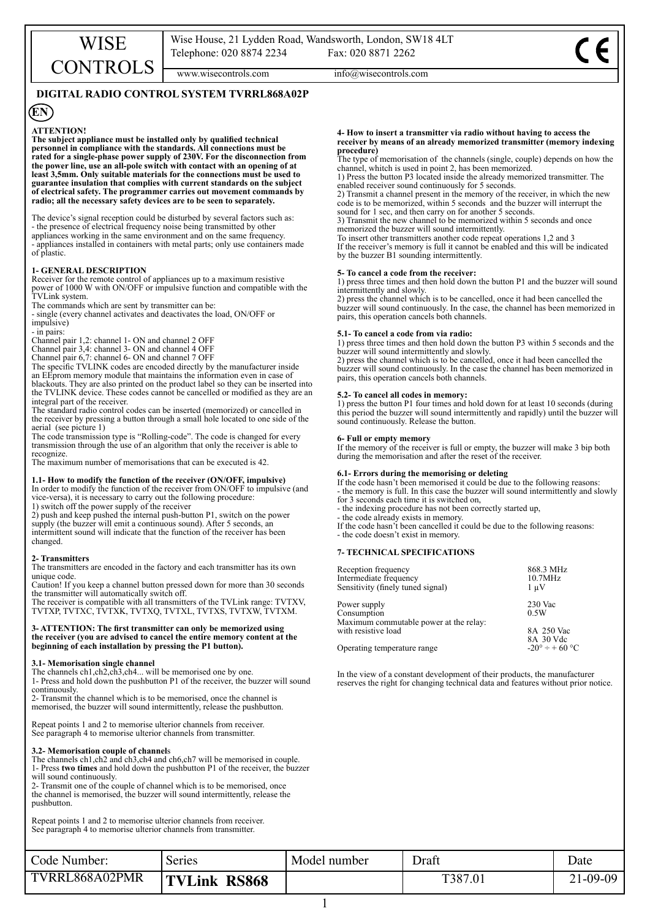# WISE CONTROLS

Wise House, 21 Lydden Road, Wandsworth, London, SW18 4LT
Telephone: 020 8874 2234 Fax: 020 8871 2262
www.wisecontrols.com info@wisecontrols.com

CE

## DIGITAL RADIO CONTROL SYSTEM TVRRL868A02P

EN

**ATTENTION!**
**The subject appliance must be installed only by qualified technical personnel in compliance with the standards. All connections must be rated for a single-phase power supply of 230V. For the disconnection from the power line, use an all-pole switch with contact with an opening of at least 3,5mm. Only suitable materials for the connections must be used to guarantee insulation that complies with current standards on the subject of electrical safety. The programmer carries out movement commands by radio; all the necessary safety devices are to be seen to separately.**

The device's signal reception could be disturbed by several factors such as:
- the presence of electrical frequency noise being transmitted by other appliances working in the same environment and on the same frequency.
- appliances installed in containers with metal parts; only use containers made of plastic.

### 1- GENERAL DESCRIPTION

Receiver for the remote control of appliances up to a maximum resistive power of 1000 W with ON/OFF or impulsive function and compatible with the TVLink system.
The commands which are sent by transmitter can be:
- single (every channel activates and deactivates the load, ON/OFF or impulsive)
- in pairs:
Channel pair 1,2: channel 1- ON and channel 2 OFF
Channel pair 3,4: channel 3- ON and channel 4 OFF
Channel pair 6,7: channel 6- ON and channel 7 OFF
The specific TVLINK codes are encoded directly by the manufacturer inside an EEprom memory module that maintains the information even in case of blackouts. They are also printed on the product label so they can be inserted into the TVLINK device. These codes cannot be cancelled or modified as they are an integral part of the receiver.
The standard radio control codes can be inserted (memorized) or cancelled in the receiver by pressing a button through a small hole located to one side of the aerial (see picture 1)
The code transmission type is "Rolling-code". The code is changed for every transmission through the use of an algorithm that only the receiver is able to recognize.
The maximum number of memorisations that can be executed is 42.

### 1.1- How to modify the function of the receiver (ON/OFF, impulsive)

In order to modify the function of the receiver from ON/OFF to impulsive (and vice-versa), it is necessary to carry out the following procedure:
1) switch off the power supply of the receiver
2) push and keep pushed the internal push-button P1, switch on the power supply (the buzzer will emit a continuous sound). After 5 seconds, an intermittent sound will indicate that the function of the receiver has been changed.

### 2- Transmitters

The transmitters are encoded in the factory and each transmitter has its own unique code.
Caution! If you keep a channel button pressed down for more than 30 seconds the transmitter will automatically switch off.
The receiver is compatible with all transmitters of the TVLink range: TVTXV, TVTXP, TVTXC, TVTXK, TVTXQ, TVTXL, TVTXS, TVTXW, TVTXM.

### 3- ATTENTION: The first transmitter can only be memorized using the receiver (you are advised to cancel the entire memory content at the beginning of each installation by pressing the P1 button).

### 3.1- Memorisation single channel

The channels ch1,ch2,ch3,ch4... will be memorised one by one.
1- Press and hold down the pushbutton P1 of the receiver, the buzzer will sound continuously.
2- Transmit the channel which is to be memorised, once the channel is memorised, the buzzer will sound intermittently, release the pushbutton.

Repeat points 1 and 2 to memorise ulterior channels from receiver.
See paragraph 4 to memorise ulterior channels from transmitter.

### 3.2- Memorisation couple of channels

The channels ch1,ch2 and ch3,ch4 and ch6,ch7 will be memorised in couple.
1- Press **two times** and hold down the pushbutton P1 of the receiver, the buzzer will sound continuously.
2- Transmit one of the couple of channel which is to be memorised, once the channel is memorised, the buzzer will sound intermittently, release the pushbutton.

Repeat points 1 and 2 to memorise ulterior channels from receiver.
See paragraph 4 to memorise ulterior channels from transmitter.

### 4- How to insert a transmitter via radio without having to access the receiver by means of an already memorized transmitter (memory indexing procedure)

The type of memorisation of the channels (single, couple) depends on how the channel, whitch is used in point 2, has been memorized.
1) Press the button P3 located inside the already memorized transmitter. The enabled receiver sound continuously for 5 seconds.
2) Transmit a channel present in the memory of the receiver, in which the new code is to be memorized, within 5 seconds and the buzzer will interrupt the sound for 1 sec, and then carry on for another 5 seconds.
3) Transmit the new channel to be memorized within 5 seconds and once memorized the buzzer will sound intermittently.
To insert other transmitters another code repeat operations 1,2 and 3
If the receiver's memory is full it cannot be enabled and this will be indicated by the buzzer B1 sounding intermittently.

### 5- To cancel a code from the receiver:

1) press three times and then hold down the button P1 and the buzzer will sound intermittently and slowly.
2) press the channel which is to be cancelled, once it had been cancelled the buzzer will sound continuously. In the case, the channel has been memorized in pairs, this operation cancels both channels.

### 5.1- To cancel a code from via radio:

1) press three times and then hold down the button P3 within 5 seconds and the buzzer will sound intermittently and slowly.
2) press the channel which is to be cancelled, once it had been cancelled the buzzer will sound continuously. In the case the channel has been memorized in pairs, this operation cancels both channels.

### 5.2- To cancel all codes in memory:

1) press the button P1 four times and hold down for at least 10 seconds (during this period the buzzer will sound intermittently and rapidly) until the buzzer will sound continuously. Release the button.

### 6- Full or empty memory

If the memory of the receiver is full or empty, the buzzer will make 3 bip both during the memorisation and after the reset of the receiver.

### 6.1- Errors during the memorising or deleting

If the code hasn't been memorised it could be due to the following reasons:
- the memory is full. In this case the buzzer will sound intermittently and slowly for 3 seconds each time it is switched on,
- the indexing procedure has not been correctly started up,
- the code already exists in memory.
If the code hasn't been cancelled it could be due to the following reasons:
- the code doesn't exist in memory.

### 7- TECHNICAL SPECIFICATIONS

| | |
|---|---|
| Reception frequency | 868.3 MHz |
| Intermediate frequency | 10.7MHz |
| Sensitivity (finely tuned signal) | 1 µV |
| Power supply | 230 Vac |
| Consumption | 0.5W |
| Maximum commutable power at the relay: with resistive load | 8A 250 Vac<br>8A 30 Vdc |
| Operating temperature range | -20° ÷ + 60 °C |

In the view of a constant development of their products, the manufacturer reserves the right for changing technical data and features without prior notice.

| Code Number: | Series | Model number | Draft | Date |
|---|---|---|---|---|
| TVRRL868A02PMR | **TVLink RS868** | | T387.01 | 21-09-09 |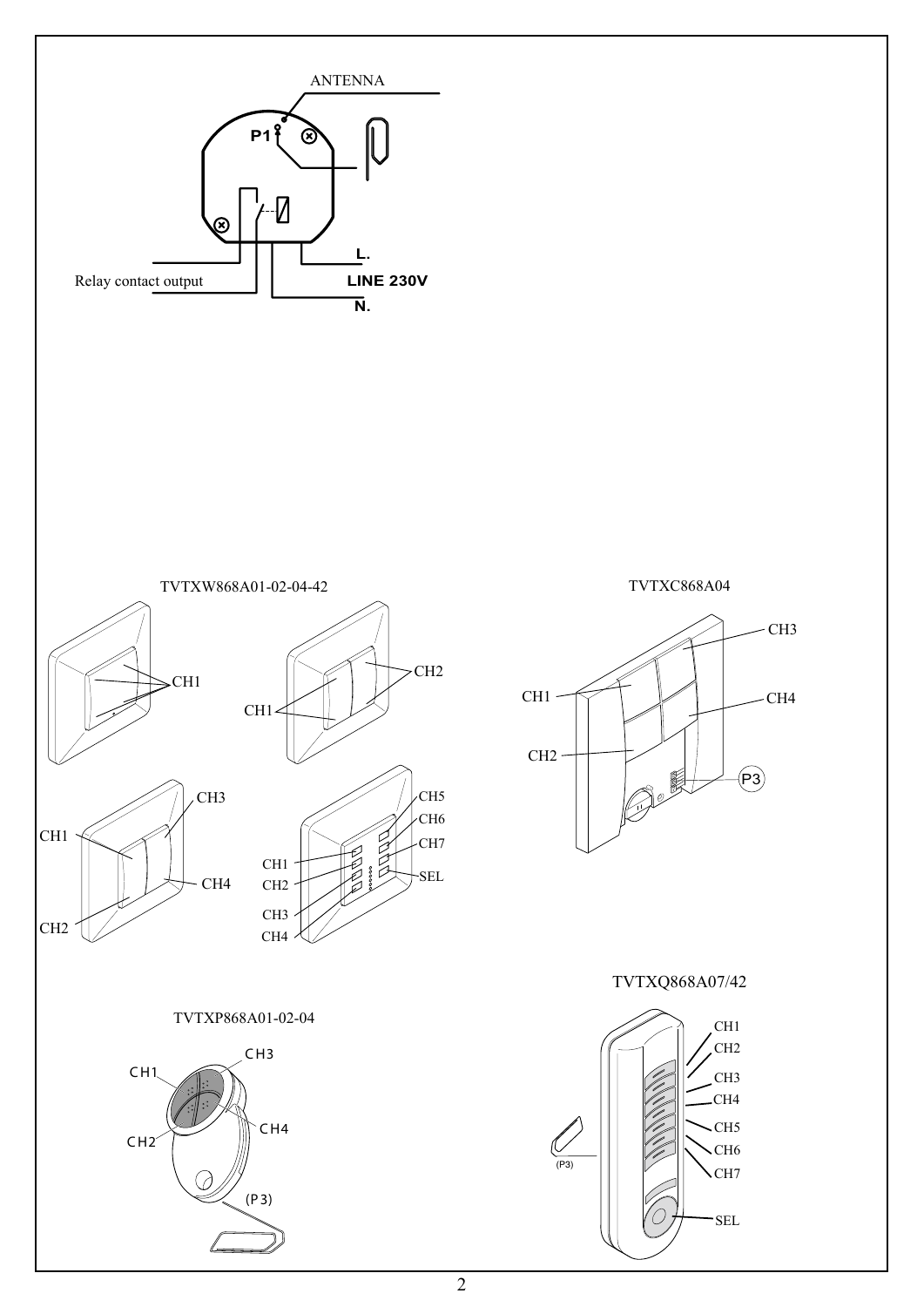ANTENNA

P1

L.

Relay contact output

LINE 230V

N.

TVTXW868A01-02-04-42

CH1

CH1

CH2

CH1

CH3

CH4

CH2

CH5

CH6

CH7

SEL

CH1

CH2

CH3

CH4

TVTXC868A04

CH3

CH1

CH4

CH2

P3

TVTXQ868A07/42

CH1

CH2

CH3

CH4

CH5

CH6

CH7

SEL

(P3)

TVTXP868A01-02-04

CH3

CH1

CH4

CH2

(P3)